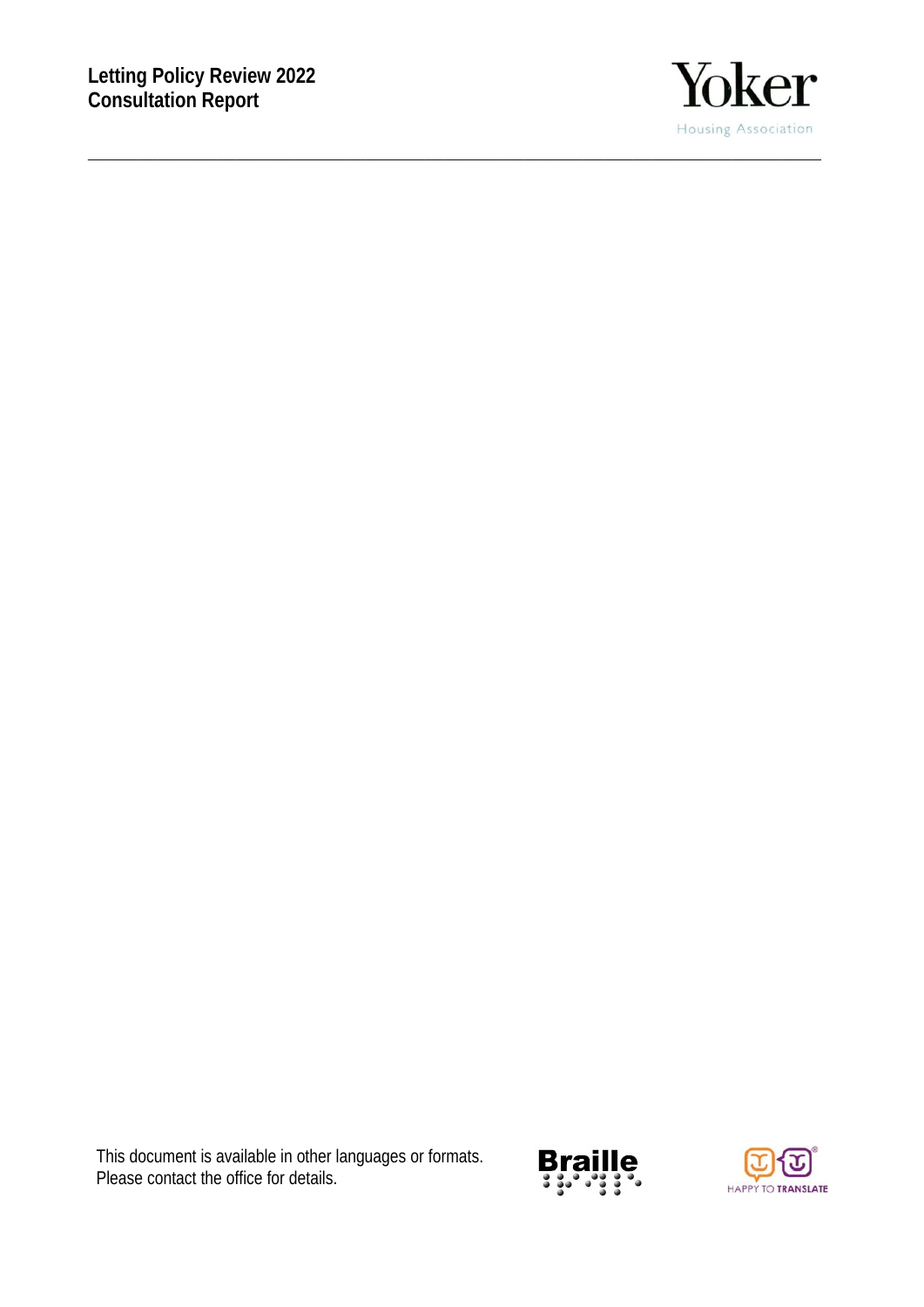# Letting Policy Review 2022
# Consultation Report

Yoker

Housing Association

This document is available in other languages or formats.
Please contact the office for details.

Braille

HAPPY TO TRANSLATE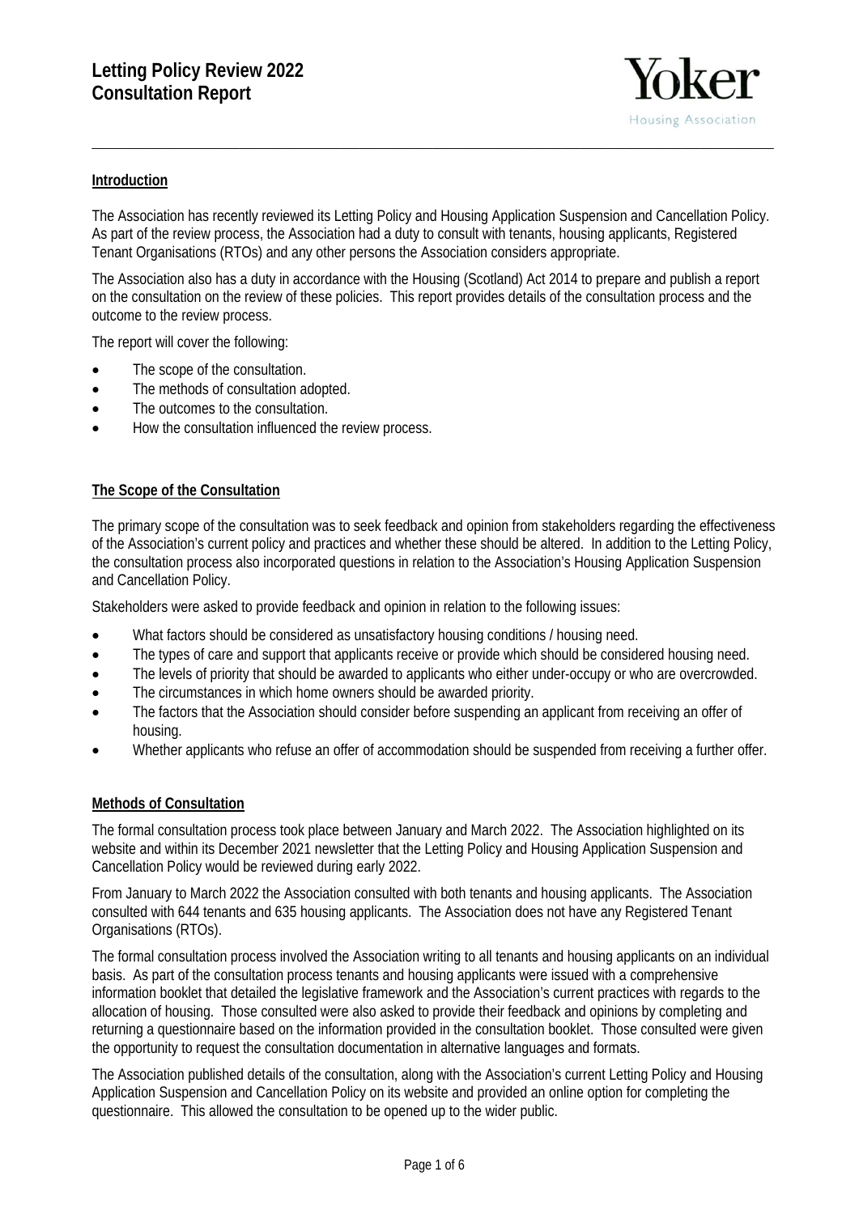# Letting Policy Review 2022
# Consultation Report

## Introduction

The Association has recently reviewed its Letting Policy and Housing Application Suspension and Cancellation Policy. As part of the review process, the Association had a duty to consult with tenants, housing applicants, Registered Tenant Organisations (RTOs) and any other persons the Association considers appropriate.

The Association also has a duty in accordance with the Housing (Scotland) Act 2014 to prepare and publish a report on the consultation on the review of these policies. This report provides details of the consultation process and the outcome to the review process.

The report will cover the following:

- The scope of the consultation.
- The methods of consultation adopted.
- The outcomes to the consultation.
- How the consultation influenced the review process.

## The Scope of the Consultation

The primary scope of the consultation was to seek feedback and opinion from stakeholders regarding the effectiveness of the Association's current policy and practices and whether these should be altered. In addition to the Letting Policy, the consultation process also incorporated questions in relation to the Association's Housing Application Suspension and Cancellation Policy.

Stakeholders were asked to provide feedback and opinion in relation to the following issues:

- What factors should be considered as unsatisfactory housing conditions / housing need.
- The types of care and support that applicants receive or provide which should be considered housing need.
- The levels of priority that should be awarded to applicants who either under-occupy or who are overcrowded.
- The circumstances in which home owners should be awarded priority.
- The factors that the Association should consider before suspending an applicant from receiving an offer of housing.
- Whether applicants who refuse an offer of accommodation should be suspended from receiving a further offer.

## Methods of Consultation

The formal consultation process took place between January and March 2022. The Association highlighted on its website and within its December 2021 newsletter that the Letting Policy and Housing Application Suspension and Cancellation Policy would be reviewed during early 2022.

From January to March 2022 the Association consulted with both tenants and housing applicants. The Association consulted with 644 tenants and 635 housing applicants. The Association does not have any Registered Tenant Organisations (RTOs).

The formal consultation process involved the Association writing to all tenants and housing applicants on an individual basis. As part of the consultation process tenants and housing applicants were issued with a comprehensive information booklet that detailed the legislative framework and the Association's current practices with regards to the allocation of housing. Those consulted were also asked to provide their feedback and opinions by completing and returning a questionnaire based on the information provided in the consultation booklet. Those consulted were given the opportunity to request the consultation documentation in alternative languages and formats.

The Association published details of the consultation, along with the Association's current Letting Policy and Housing Application Suspension and Cancellation Policy on its website and provided an online option for completing the questionnaire. This allowed the consultation to be opened up to the wider public.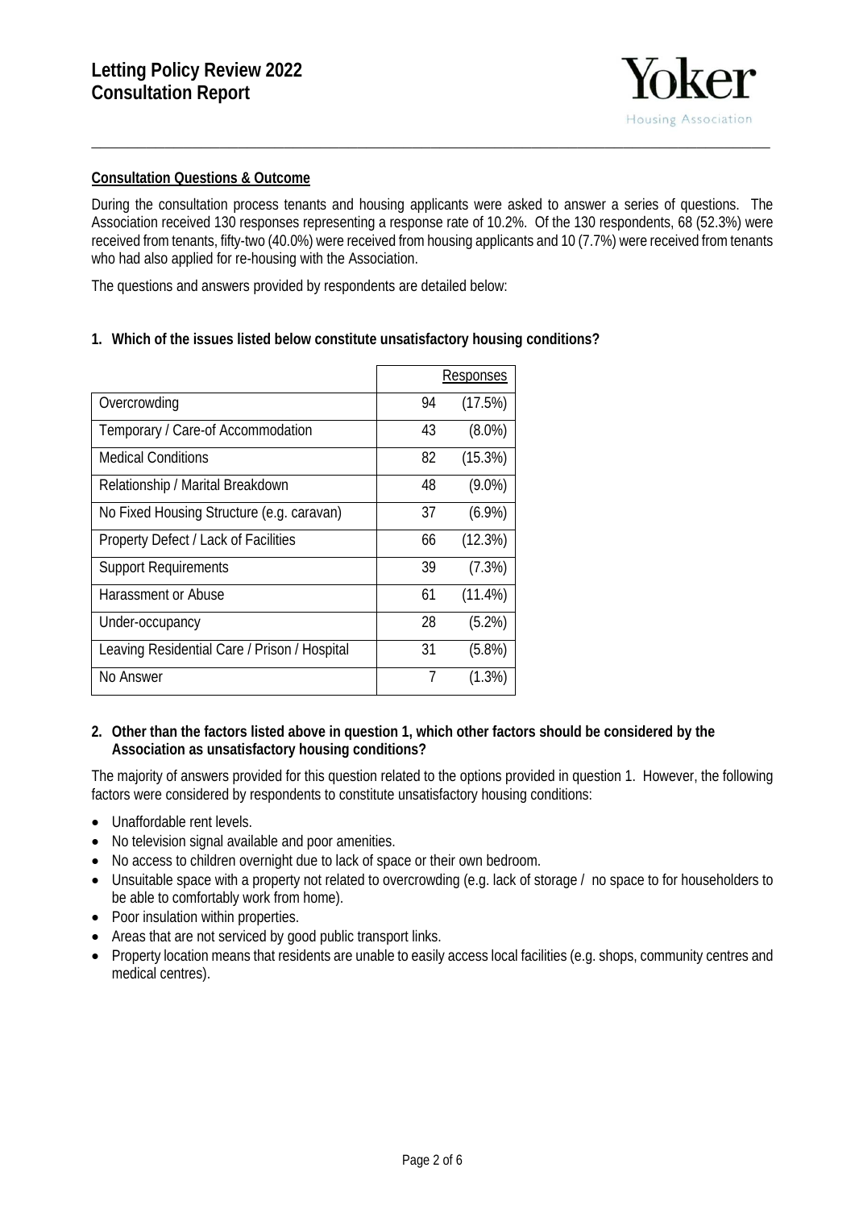**Consultation Questions & Outcome**

During the consultation process tenants and housing applicants were asked to answer a series of questions. The Association received 130 responses representing a response rate of 10.2%. Of the 130 respondents, 68 (52.3%) were received from tenants, fifty-two (40.0%) were received from housing applicants and 10 (7.7%) were received from tenants who had also applied for re-housing with the Association.

The questions and answers provided by respondents are detailed below:

**1. Which of the issues listed below constitute unsatisfactory housing conditions?**

| | Responses | |
|---|---|---|
| Overcrowding | 94 | (17.5%) |
| Temporary / Care-of Accommodation | 43 | (8.0%) |
| Medical Conditions | 82 | (15.3%) |
| Relationship / Marital Breakdown | 48 | (9.0%) |
| No Fixed Housing Structure (e.g. caravan) | 37 | (6.9%) |
| Property Defect / Lack of Facilities | 66 | (12.3%) |
| Support Requirements | 39 | (7.3%) |
| Harassment or Abuse | 61 | (11.4%) |
| Under-occupancy | 28 | (5.2%) |
| Leaving Residential Care / Prison / Hospital | 31 | (5.8%) |
| No Answer | 7 | (1.3%) |

**2. Other than the factors listed above in question 1, which other factors should be considered by the Association as unsatisfactory housing conditions?**

The majority of answers provided for this question related to the options provided in question 1. However, the following factors were considered by respondents to constitute unsatisfactory housing conditions:

- Unaffordable rent levels.
- No television signal available and poor amenities.
- No access to children overnight due to lack of space or their own bedroom.
- Unsuitable space with a property not related to overcrowding (e.g. lack of storage / no space to for householders to be able to comfortably work from home).
- Poor insulation within properties.
- Areas that are not serviced by good public transport links.
- Property location means that residents are unable to easily access local facilities (e.g. shops, community centres and medical centres).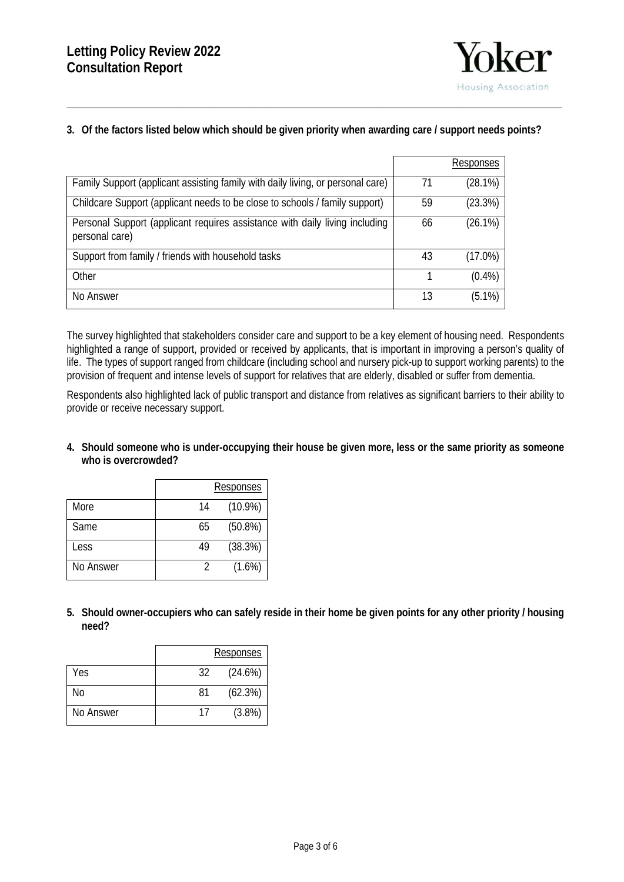**3. Of the factors listed below which should be given priority when awarding care / support needs points?**

| | Responses | |
|---|---|---|
| Family Support (applicant assisting family with daily living, or personal care) | 71 | (28.1%) |
| Childcare Support (applicant needs to be close to schools / family support) | 59 | (23.3%) |
| Personal Support (applicant requires assistance with daily living including personal care) | 66 | (26.1%) |
| Support from family / friends with household tasks | 43 | (17.0%) |
| Other | 1 | (0.4%) |
| No Answer | 13 | (5.1%) |

The survey highlighted that stakeholders consider care and support to be a key element of housing need. Respondents highlighted a range of support, provided or received by applicants, that is important in improving a person's quality of life. The types of support ranged from childcare (including school and nursery pick-up to support working parents) to the provision of frequent and intense levels of support for relatives that are elderly, disabled or suffer from dementia.

Respondents also highlighted lack of public transport and distance from relatives as significant barriers to their ability to provide or receive necessary support.

**4. Should someone who is under-occupying their house be given more, less or the same priority as someone who is overcrowded?**

| | Responses | |
|---|---|---|
| More | 14 | (10.9%) |
| Same | 65 | (50.8%) |
| Less | 49 | (38.3%) |
| No Answer | 2 | (1.6%) |

**5. Should owner-occupiers who can safely reside in their home be given points for any other priority / housing need?**

| | Responses | |
|---|---|---|
| Yes | 32 | (24.6%) |
| No | 81 | (62.3%) |
| No Answer | 17 | (3.8%) |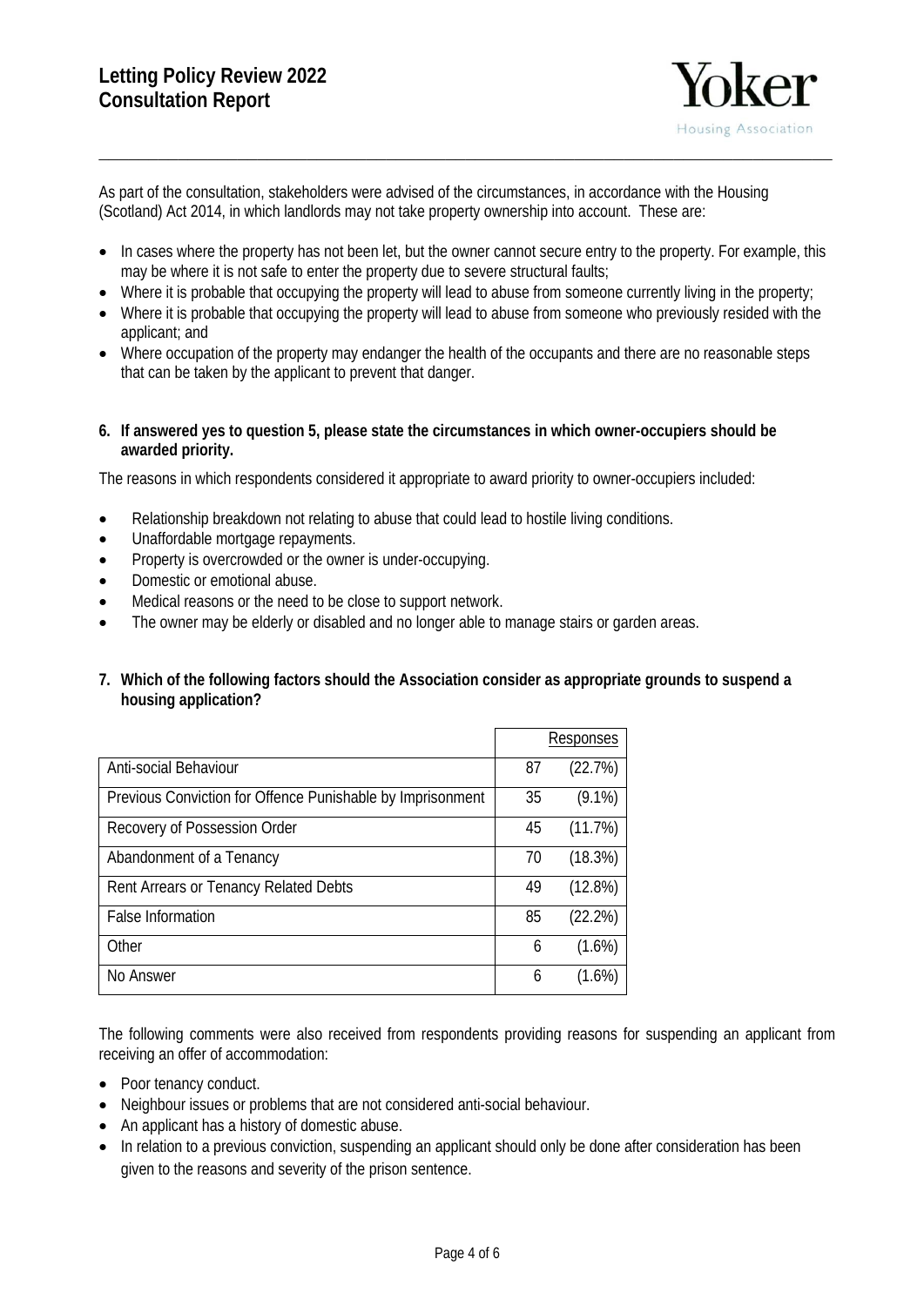As part of the consultation, stakeholders were advised of the circumstances, in accordance with the Housing (Scotland) Act 2014, in which landlords may not take property ownership into account. These are:

- In cases where the property has not been let, but the owner cannot secure entry to the property. For example, this may be where it is not safe to enter the property due to severe structural faults;
- Where it is probable that occupying the property will lead to abuse from someone currently living in the property;
- Where it is probable that occupying the property will lead to abuse from someone who previously resided with the applicant; and
- Where occupation of the property may endanger the health of the occupants and there are no reasonable steps that can be taken by the applicant to prevent that danger.

**6. If answered yes to question 5, please state the circumstances in which owner-occupiers should be awarded priority.**

The reasons in which respondents considered it appropriate to award priority to owner-occupiers included:

- Relationship breakdown not relating to abuse that could lead to hostile living conditions.
- Unaffordable mortgage repayments.
- Property is overcrowded or the owner is under-occupying.
- Domestic or emotional abuse.
- Medical reasons or the need to be close to support network.
- The owner may be elderly or disabled and no longer able to manage stairs or garden areas.

**7. Which of the following factors should the Association consider as appropriate grounds to suspend a housing application?**

| | Responses | |
|---|---|---|
| Anti-social Behaviour | 87 | (22.7%) |
| Previous Conviction for Offence Punishable by Imprisonment | 35 | (9.1%) |
| Recovery of Possession Order | 45 | (11.7%) |
| Abandonment of a Tenancy | 70 | (18.3%) |
| Rent Arrears or Tenancy Related Debts | 49 | (12.8%) |
| False Information | 85 | (22.2%) |
| Other | 6 | (1.6%) |
| No Answer | 6 | (1.6%) |

The following comments were also received from respondents providing reasons for suspending an applicant from receiving an offer of accommodation:

- Poor tenancy conduct.
- Neighbour issues or problems that are not considered anti-social behaviour.
- An applicant has a history of domestic abuse.
- In relation to a previous conviction, suspending an applicant should only be done after consideration has been given to the reasons and severity of the prison sentence.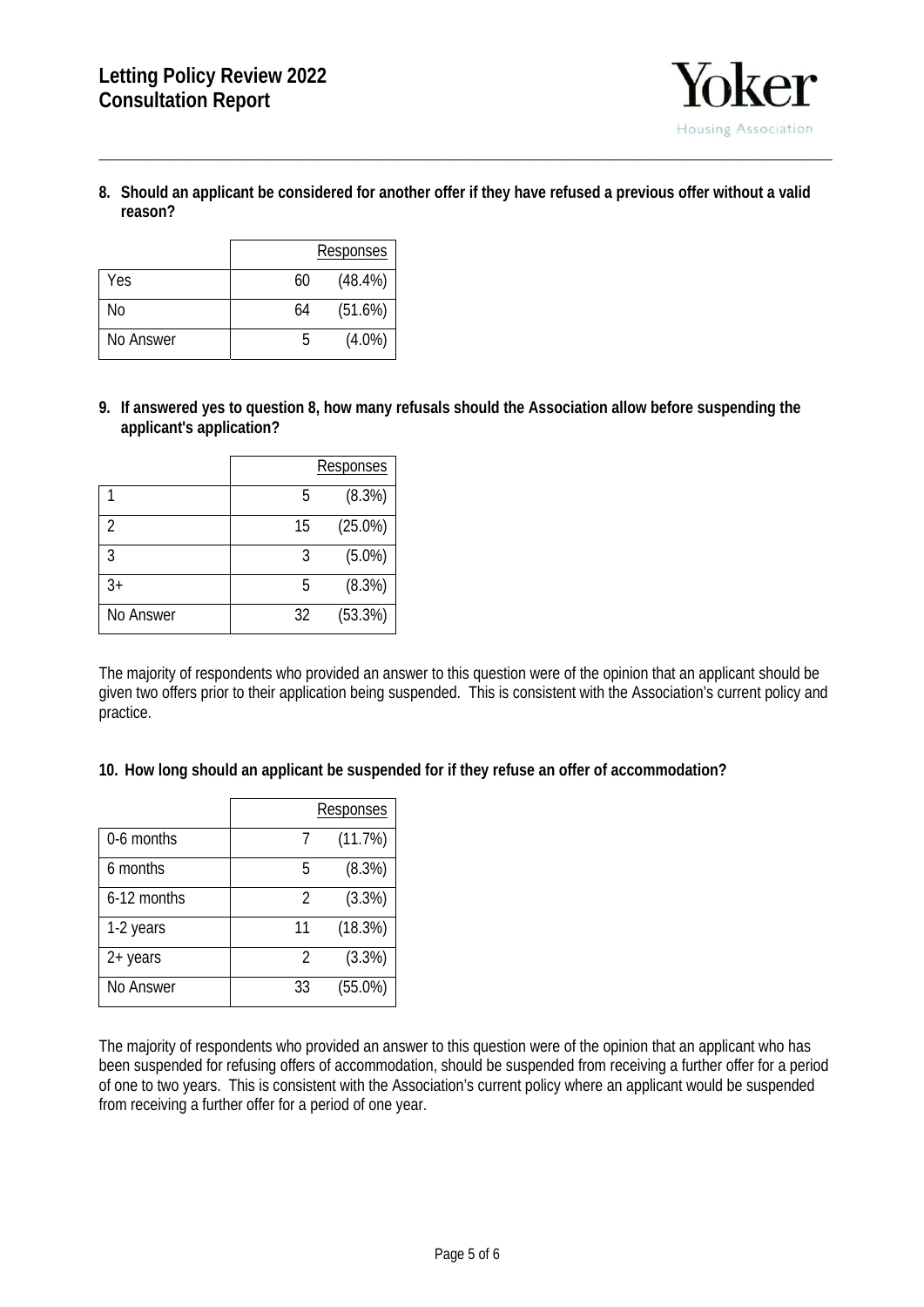**8. Should an applicant be considered for another offer if they have refused a previous offer without a valid reason?**

| | Responses | |
|---|---|---|
| Yes | 60 | (48.4%) |
| No | 64 | (51.6%) |
| No Answer | 5 | (4.0%) |

**9. If answered yes to question 8, how many refusals should the Association allow before suspending the applicant's application?**

| | Responses | |
|---|---|---|
| 1 | 5 | (8.3%) |
| 2 | 15 | (25.0%) |
| 3 | 3 | (5.0%) |
| 3+ | 5 | (8.3%) |
| No Answer | 32 | (53.3%) |

The majority of respondents who provided an answer to this question were of the opinion that an applicant should be given two offers prior to their application being suspended. This is consistent with the Association's current policy and practice.

**10. How long should an applicant be suspended for if they refuse an offer of accommodation?**

| | Responses | |
|---|---|---|
| 0-6 months | 7 | (11.7%) |
| 6 months | 5 | (8.3%) |
| 6-12 months | 2 | (3.3%) |
| 1-2 years | 11 | (18.3%) |
| 2+ years | 2 | (3.3%) |
| No Answer | 33 | (55.0%) |

The majority of respondents who provided an answer to this question were of the opinion that an applicant who has been suspended for refusing offers of accommodation, should be suspended from receiving a further offer for a period of one to two years. This is consistent with the Association's current policy where an applicant would be suspended from receiving a further offer for a period of one year.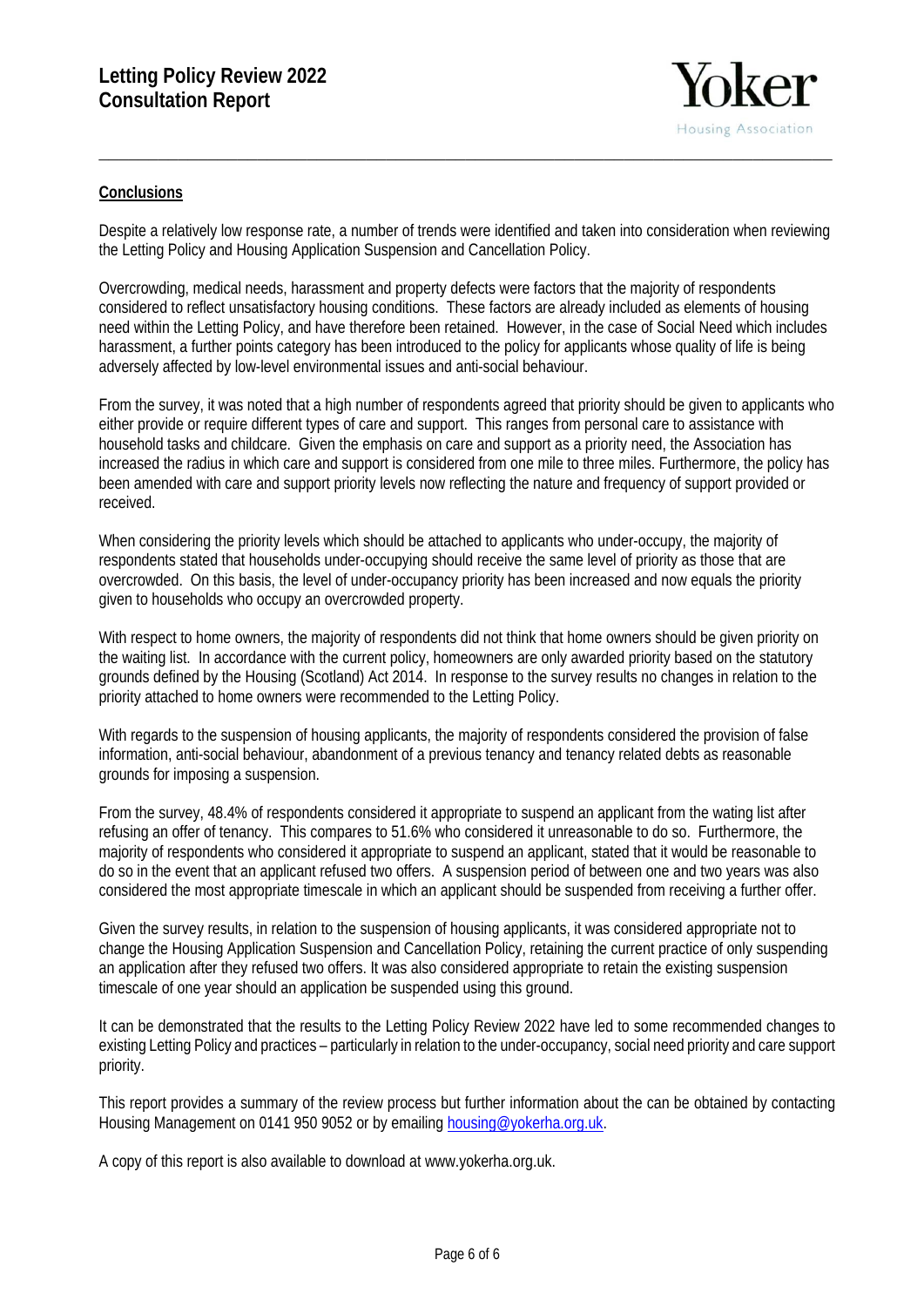## Conclusions

Despite a relatively low response rate, a number of trends were identified and taken into consideration when reviewing the Letting Policy and Housing Application Suspension and Cancellation Policy.

Overcrowding, medical needs, harassment and property defects were factors that the majority of respondents considered to reflect unsatisfactory housing conditions. These factors are already included as elements of housing need within the Letting Policy, and have therefore been retained. However, in the case of Social Need which includes harassment, a further points category has been introduced to the policy for applicants whose quality of life is being adversely affected by low-level environmental issues and anti-social behaviour.

From the survey, it was noted that a high number of respondents agreed that priority should be given to applicants who either provide or require different types of care and support. This ranges from personal care to assistance with household tasks and childcare. Given the emphasis on care and support as a priority need, the Association has increased the radius in which care and support is considered from one mile to three miles. Furthermore, the policy has been amended with care and support priority levels now reflecting the nature and frequency of support provided or received.

When considering the priority levels which should be attached to applicants who under-occupy, the majority of respondents stated that households under-occupying should receive the same level of priority as those that are overcrowded. On this basis, the level of under-occupancy priority has been increased and now equals the priority given to households who occupy an overcrowded property.

With respect to home owners, the majority of respondents did not think that home owners should be given priority on the waiting list. In accordance with the current policy, homeowners are only awarded priority based on the statutory grounds defined by the Housing (Scotland) Act 2014. In response to the survey results no changes in relation to the priority attached to home owners were recommended to the Letting Policy.

With regards to the suspension of housing applicants, the majority of respondents considered the provision of false information, anti-social behaviour, abandonment of a previous tenancy and tenancy related debts as reasonable grounds for imposing a suspension.

From the survey, 48.4% of respondents considered it appropriate to suspend an applicant from the wating list after refusing an offer of tenancy. This compares to 51.6% who considered it unreasonable to do so. Furthermore, the majority of respondents who considered it appropriate to suspend an applicant, stated that it would be reasonable to do so in the event that an applicant refused two offers. A suspension period of between one and two years was also considered the most appropriate timescale in which an applicant should be suspended from receiving a further offer.

Given the survey results, in relation to the suspension of housing applicants, it was considered appropriate not to change the Housing Application Suspension and Cancellation Policy, retaining the current practice of only suspending an application after they refused two offers. It was also considered appropriate to retain the existing suspension timescale of one year should an application be suspended using this ground.

It can be demonstrated that the results to the Letting Policy Review 2022 have led to some recommended changes to existing Letting Policy and practices – particularly in relation to the under-occupancy, social need priority and care support priority.

This report provides a summary of the review process but further information about the can be obtained by contacting Housing Management on 0141 950 9052 or by emailing housing@yokerha.org.uk.

A copy of this report is also available to download at www.yokerha.org.uk.